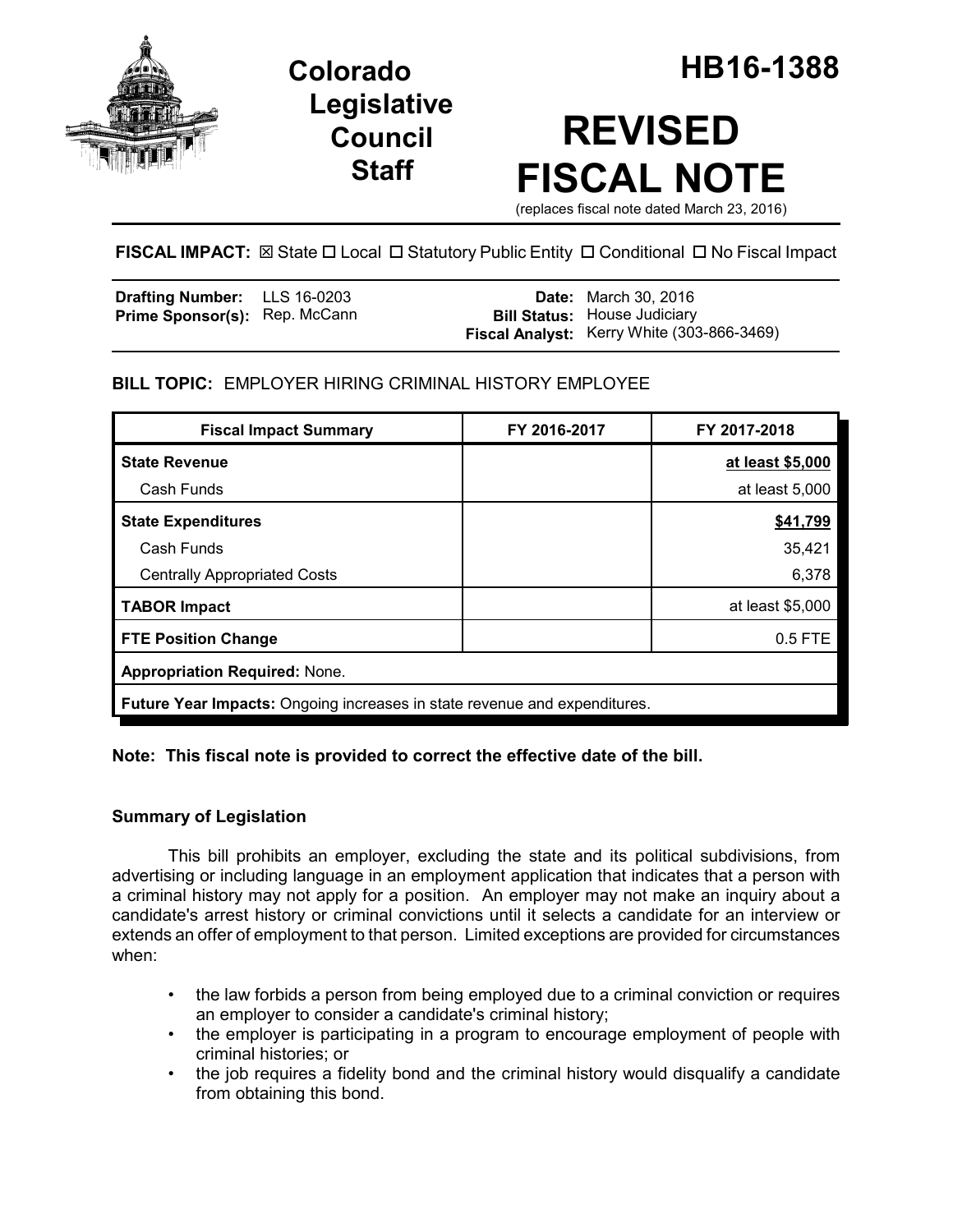# Colorado Legislative Council Staff

# HB16-1388

# REVISED FISCAL NOTE

(replaces fiscal note dated March 23, 2016)

**FISCAL IMPACT:** ☒ State ☐ Local ☐ Statutory Public Entity ☐ Conditional ☐ No Fiscal Impact

| | | | |
|---|---|---|---|
| **Drafting Number:** | LLS 16-0203 | **Date:** | March 30, 2016 |
| **Prime Sponsor(s):** | Rep. McCann | **Bill Status:** | House Judiciary |
| | | **Fiscal Analyst:** | Kerry White (303-866-3469) |

## BILL TOPIC: EMPLOYER HIRING CRIMINAL HISTORY EMPLOYEE

| Fiscal Impact Summary | FY 2016-2017 | FY 2017-2018 |
|---|---|---|
| **State Revenue** | | **at least $5,000** |
| Cash Funds | | at least 5,000 |
| **State Expenditures** | | **$41,799** |
| Cash Funds | | 35,421 |
| Centrally Appropriated Costs | | 6,378 |
| **TABOR Impact** | | at least $5,000 |
| **FTE Position Change** | | 0.5 FTE |
| **Appropriation Required:** None. | | |
| **Future Year Impacts:** Ongoing increases in state revenue and expenditures. | | |

**Note: This fiscal note is provided to correct the effective date of the bill.**

### Summary of Legislation

This bill prohibits an employer, excluding the state and its political subdivisions, from advertising or including language in an employment application that indicates that a person with a criminal history may not apply for a position. An employer may not make an inquiry about a candidate's arrest history or criminal convictions until it selects a candidate for an interview or extends an offer of employment to that person. Limited exceptions are provided for circumstances when:

- the law forbids a person from being employed due to a criminal conviction or requires an employer to consider a candidate's criminal history;
- the employer is participating in a program to encourage employment of people with criminal histories; or
- the job requires a fidelity bond and the criminal history would disqualify a candidate from obtaining this bond.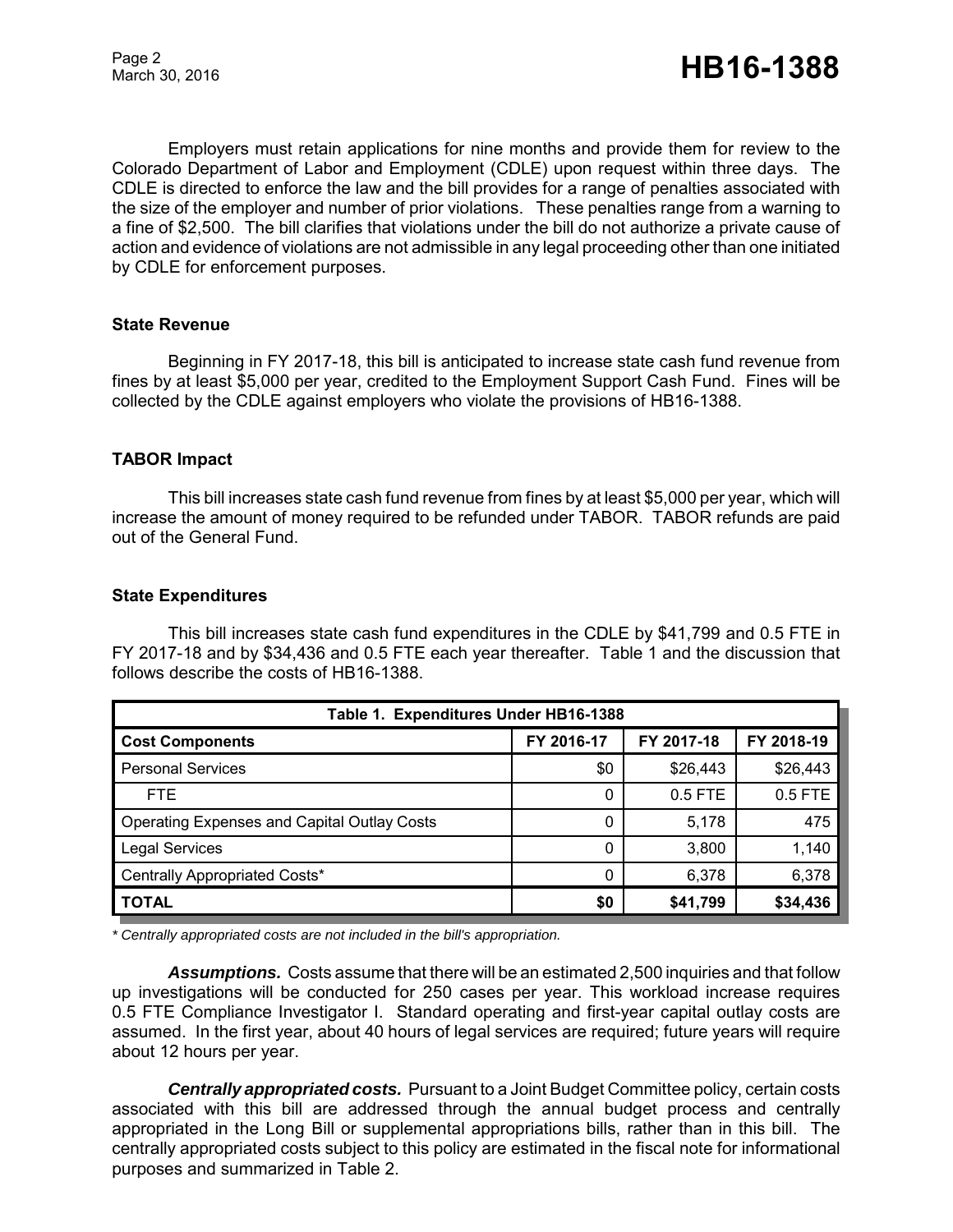Employers must retain applications for nine months and provide them for review to the Colorado Department of Labor and Employment (CDLE) upon request within three days. The CDLE is directed to enforce the law and the bill provides for a range of penalties associated with the size of the employer and number of prior violations. These penalties range from a warning to a fine of $2,500. The bill clarifies that violations under the bill do not authorize a private cause of action and evidence of violations are not admissible in any legal proceeding other than one initiated by CDLE for enforcement purposes.

### State Revenue

Beginning in FY 2017-18, this bill is anticipated to increase state cash fund revenue from fines by at least $5,000 per year, credited to the Employment Support Cash Fund. Fines will be collected by the CDLE against employers who violate the provisions of HB16-1388.

### TABOR Impact

This bill increases state cash fund revenue from fines by at least $5,000 per year, which will increase the amount of money required to be refunded under TABOR. TABOR refunds are paid out of the General Fund.

### State Expenditures

This bill increases state cash fund expenditures in the CDLE by $41,799 and 0.5 FTE in FY 2017-18 and by $34,436 and 0.5 FTE each year thereafter. Table 1 and the discussion that follows describe the costs of HB16-1388.

| Table 1. Expenditures Under HB16-1388 | | | |
|---|---|---|---|
| **Cost Components** | **FY 2016-17** | **FY 2017-18** | **FY 2018-19** |
| Personal Services | $0 | $26,443 | $26,443 |
| FTE | 0 | 0.5 FTE | 0.5 FTE |
| Operating Expenses and Capital Outlay Costs | 0 | 5,178 | 475 |
| Legal Services | 0 | 3,800 | 1,140 |
| Centrally Appropriated Costs* | 0 | 6,378 | 6,378 |
| **TOTAL** | **$0** | **$41,799** | **$34,436** |

*\* Centrally appropriated costs are not included in the bill's appropriation.*

***Assumptions.*** Costs assume that there will be an estimated 2,500 inquiries and that follow up investigations will be conducted for 250 cases per year. This workload increase requires 0.5 FTE Compliance Investigator I. Standard operating and first-year capital outlay costs are assumed. In the first year, about 40 hours of legal services are required; future years will require about 12 hours per year.

***Centrally appropriated costs.*** Pursuant to a Joint Budget Committee policy, certain costs associated with this bill are addressed through the annual budget process and centrally appropriated in the Long Bill or supplemental appropriations bills, rather than in this bill. The centrally appropriated costs subject to this policy are estimated in the fiscal note for informational purposes and summarized in Table 2.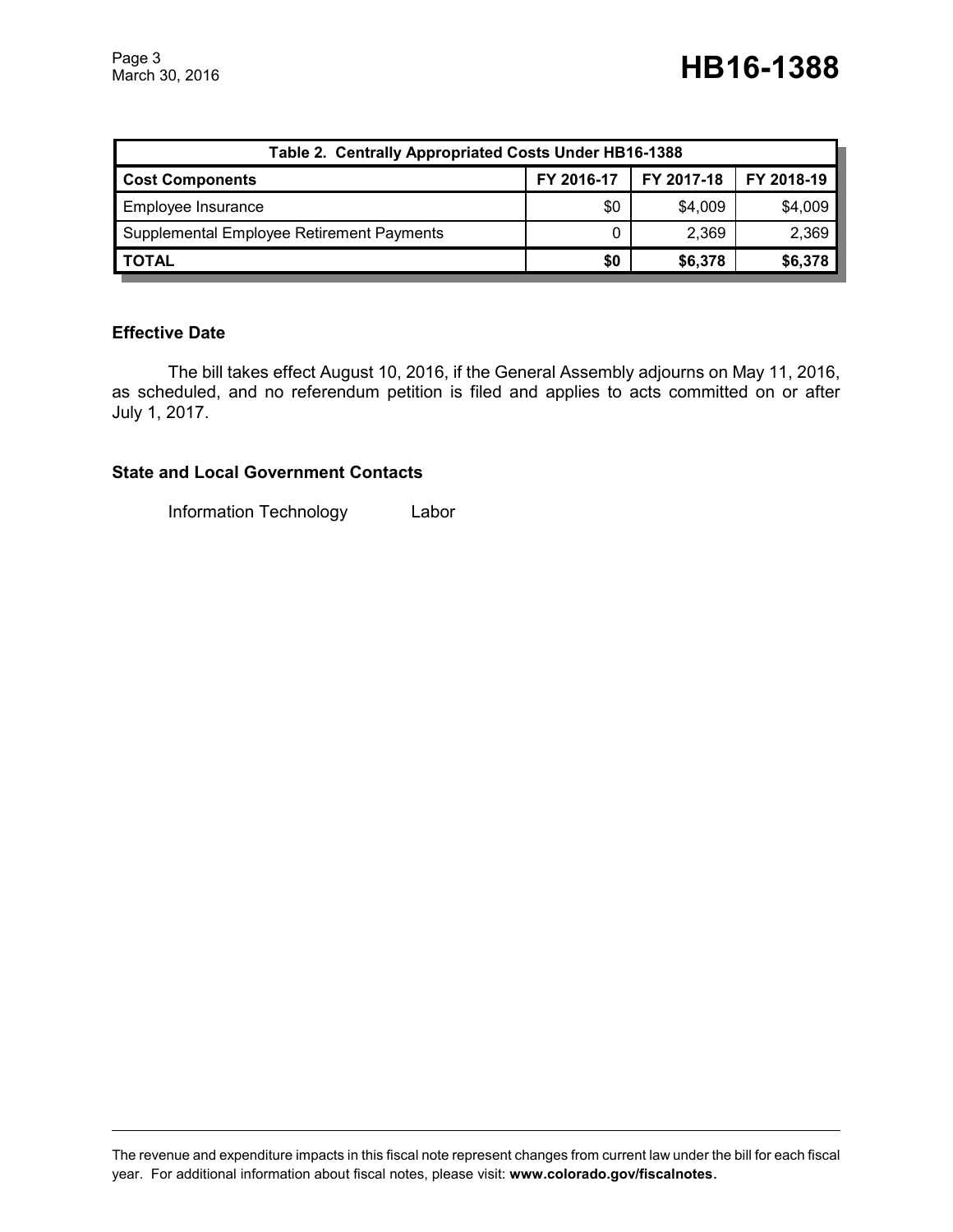| Table 2. Centrally Appropriated Costs Under HB16-1388 | | | |
|---|---|---|---|
| **Cost Components** | **FY 2016-17** | **FY 2017-18** | **FY 2018-19** |
| Employee Insurance | $0 | $4,009 | $4,009 |
| Supplemental Employee Retirement Payments | 0 | 2,369 | 2,369 |
| **TOTAL** | **$0** | **$6,378** | **$6,378** |

### Effective Date

The bill takes effect August 10, 2016, if the General Assembly adjourns on May 11, 2016, as scheduled, and no referendum petition is filed and applies to acts committed on or after July 1, 2017.

### State and Local Government Contacts

Information Technology        Labor

The revenue and expenditure impacts in this fiscal note represent changes from current law under the bill for each fiscal year. For additional information about fiscal notes, please visit: **www.colorado.gov/fiscalnotes.**